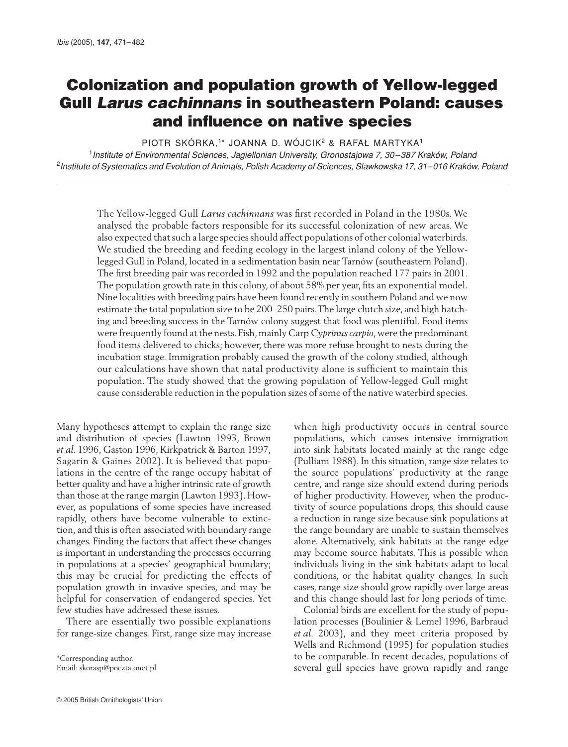# Colonization and population growth of Yellow-legged Gull *Larus cachinnans* in southeastern Poland: causes and influence on native species

PIOTR SKÓRKA,[1]* JOANNA D. WÓJCIK[2] & RAFAŁ MARTYKA[1]

[1] *Institute of Environmental Sciences, Jagiellonian University, Gronostajowa 7, 30–387 Kraków, Poland*
[2] *Institute of Systematics and Evolution of Animals, Polish Academy of Sciences, Slawkowska 17, 31–016 Kraków, Poland*

The Yellow-legged Gull *Larus cachinnans* was first recorded in Poland in the 1980s. We analysed the probable factors responsible for its successful colonization of new areas. We also expected that such a large species should affect populations of other colonial waterbirds. We studied the breeding and feeding ecology in the largest inland colony of the Yellow-legged Gull in Poland, located in a sedimentation basin near Tarnów (southeastern Poland). The first breeding pair was recorded in 1992 and the population reached 177 pairs in 2001. The population growth rate in this colony, of about 58% per year, fits an exponential model. Nine localities with breeding pairs have been found recently in southern Poland and we now estimate the total population size to be 200–250 pairs. The large clutch size, and high hatching and breeding success in the Tarnów colony suggest that food was plentiful. Food items were frequently found at the nests. Fish, mainly Carp *Cyprinus carpio*, were the predominant food items delivered to chicks; however, there was more refuse brought to nests during the incubation stage. Immigration probably caused the growth of the colony studied, although our calculations have shown that natal productivity alone is sufficient to maintain this population. The study showed that the growing population of Yellow-legged Gull might cause considerable reduction in the population sizes of some of the native waterbird species.

Many hypotheses attempt to explain the range size and distribution of species (Lawton 1993, Brown *et al.* 1996, Gaston 1996, Kirkpatrick & Barton 1997, Sagarin & Gaines 2002). It is believed that populations in the centre of the range occupy habitat of better quality and have a higher intrinsic rate of growth than those at the range margin (Lawton 1993). However, as populations of some species have increased rapidly, others have become vulnerable to extinction, and this is often associated with boundary range changes. Finding the factors that affect these changes is important in understanding the processes occurring in populations at a species' geographical boundary; this may be crucial for predicting the effects of population growth in invasive species, and may be helpful for conservation of endangered species. Yet few studies have addressed these issues.

There are essentially two possible explanations for range-size changes. First, range size may increase when high productivity occurs in central source populations, which causes intensive immigration into sink habitats located mainly at the range edge (Pulliam 1988). In this situation, range size relates to the source populations' productivity at the range centre, and range size should extend during periods of higher productivity. However, when the productivity of source populations drops, this should cause a reduction in range size because sink populations at the range boundary are unable to sustain themselves alone. Alternatively, sink habitats at the range edge may become source habitats. This is possible when individuals living in the sink habitats adapt to local conditions, or the habitat quality changes. In such cases, range size should grow rapidly over large areas and this change should last for long periods of time.

Colonial birds are excellent for the study of population processes (Boulinier & Lemel 1996, Barbraud *et al.* 2003), and they meet criteria proposed by Wells and Richmond (1995) for population studies to be comparable. In recent decades, populations of several gull species have grown rapidly and range

*Corresponding author.
Email: skorasp@poczta.onet.pl

© 2005 British Ornithologists' Union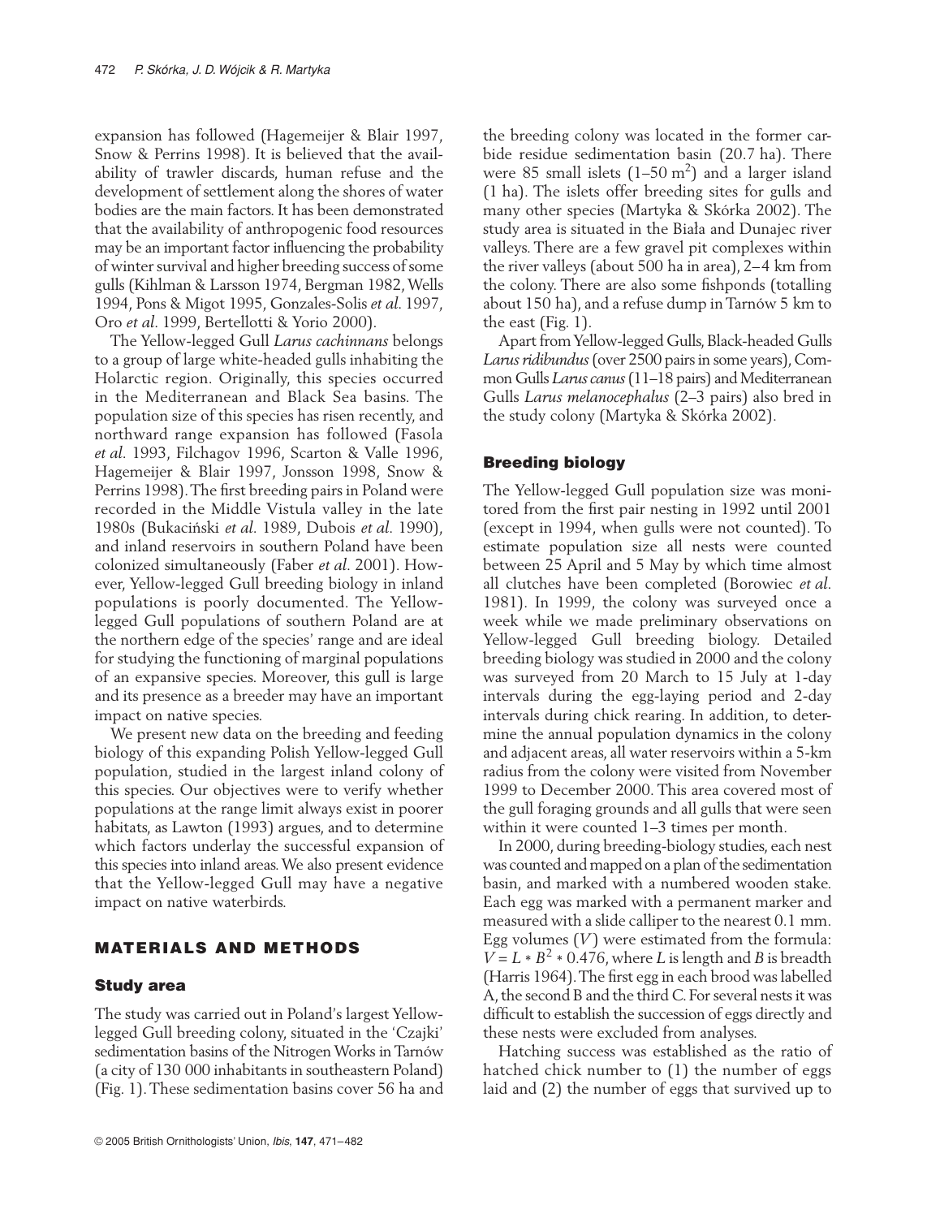expansion has followed (Hagemeijer & Blair 1997, Snow & Perrins 1998). It is believed that the availability of trawler discards, human refuse and the development of settlement along the shores of water bodies are the main factors. It has been demonstrated that the availability of anthropogenic food resources may be an important factor influencing the probability of winter survival and higher breeding success of some gulls (Kihlman & Larsson 1974, Bergman 1982, Wells 1994, Pons & Migot 1995, Gonzales-Solis *et al*. 1997, Oro *et al*. 1999, Bertellotti & Yorio 2000).

The Yellow-legged Gull *Larus cachinnans* belongs to a group of large white-headed gulls inhabiting the Holarctic region. Originally, this species occurred in the Mediterranean and Black Sea basins. The population size of this species has risen recently, and northward range expansion has followed (Fasola *et al*. 1993, Filchagov 1996, Scarton & Valle 1996, Hagemeijer & Blair 1997, Jonsson 1998, Snow & Perrins 1998). The first breeding pairs in Poland were recorded in the Middle Vistula valley in the late 1980s (Bukaciński *et al*. 1989, Dubois *et al*. 1990), and inland reservoirs in southern Poland have been colonized simultaneously (Faber *et al*. 2001). However, Yellow-legged Gull breeding biology in inland populations is poorly documented. The Yellow-legged Gull populations of southern Poland are at the northern edge of the species' range and are ideal for studying the functioning of marginal populations of an expansive species. Moreover, this gull is large and its presence as a breeder may have an important impact on native species.

We present new data on the breeding and feeding biology of this expanding Polish Yellow-legged Gull population, studied in the largest inland colony of this species. Our objectives were to verify whether populations at the range limit always exist in poorer habitats, as Lawton (1993) argues, and to determine which factors underlay the successful expansion of this species into inland areas. We also present evidence that the Yellow-legged Gull may have a negative impact on native waterbirds.

## MATERIALS AND METHODS

### Study area

The study was carried out in Poland's largest Yellow-legged Gull breeding colony, situated in the 'Czajki' sedimentation basins of the Nitrogen Works in Tarnów (a city of 130 000 inhabitants in southeastern Poland) (Fig. 1). These sedimentation basins cover 56 ha and the breeding colony was located in the former carbide residue sedimentation basin (20.7 ha). There were 85 small islets (1–50 $m^2$) and a larger island (1 ha). The islets offer breeding sites for gulls and many other species (Martyka & Skórka 2002). The study area is situated in the Biała and Dunajec river valleys. There are a few gravel pit complexes within the river valleys (about 500 ha in area), 2–4 km from the colony. There are also some fishponds (totalling about 150 ha), and a refuse dump in Tarnów 5 km to the east (Fig. 1).

Apart from Yellow-legged Gulls, Black-headed Gulls *Larus ridibundus* (over 2500 pairs in some years), Common Gulls *Larus canus* (11–18 pairs) and Mediterranean Gulls *Larus melanocephalus* (2–3 pairs) also bred in the study colony (Martyka & Skórka 2002).

### Breeding biology

The Yellow-legged Gull population size was monitored from the first pair nesting in 1992 until 2001 (except in 1994, when gulls were not counted). To estimate population size all nests were counted between 25 April and 5 May by which time almost all clutches have been completed (Borowiec *et al*. 1981). In 1999, the colony was surveyed once a week while we made preliminary observations on Yellow-legged Gull breeding biology. Detailed breeding biology was studied in 2000 and the colony was surveyed from 20 March to 15 July at 1-day intervals during the egg-laying period and 2-day intervals during chick rearing. In addition, to determine the annual population dynamics in the colony and adjacent areas, all water reservoirs within a 5-km radius from the colony were visited from November 1999 to December 2000. This area covered most of the gull foraging grounds and all gulls that were seen within it were counted 1–3 times per month.

In 2000, during breeding-biology studies, each nest was counted and mapped on a plan of the sedimentation basin, and marked with a numbered wooden stake. Each egg was marked with a permanent marker and measured with a slide calliper to the nearest 0.1 mm. Egg volumes ($V$) were estimated from the formula: $V = L * B^2 * 0.476$, where $L$ is length and $B$ is breadth (Harris 1964). The first egg in each brood was labelled A, the second B and the third C. For several nests it was difficult to establish the succession of eggs directly and these nests were excluded from analyses.

Hatching success was established as the ratio of hatched chick number to (1) the number of eggs laid and (2) the number of eggs that survived up to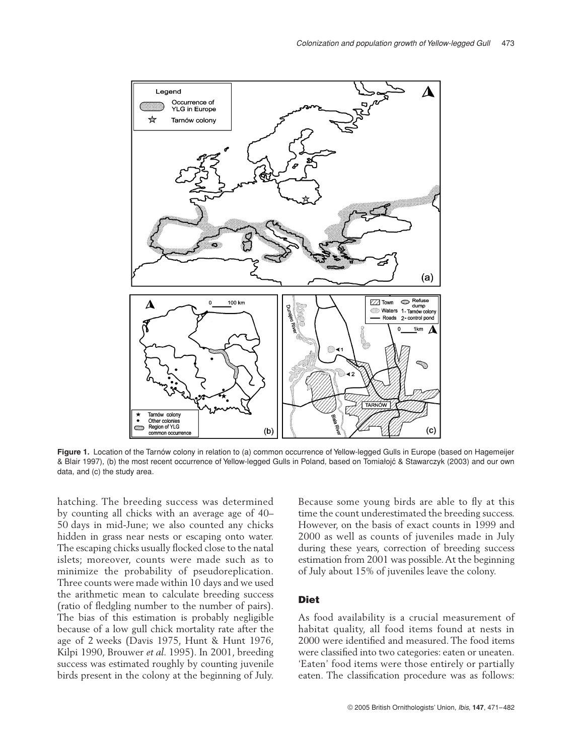**Figure 1.** Location of the Tarnów colony in relation to (a) common occurrence of Yellow-legged Gulls in Europe (based on Hagemeijer & Blair 1997), (b) the most recent occurrence of Yellow-legged Gulls in Poland, based on Tomiałojć & Stawarczyk (2003) and our own data, and (c) the study area.

hatching. The breeding success was determined by counting all chicks with an average age of 40–50 days in mid-June; we also counted any chicks hidden in grass near nests or escaping onto water. The escaping chicks usually flocked close to the natal islets; moreover, counts were made such as to minimize the probability of pseudoreplication. Three counts were made within 10 days and we used the arithmetic mean to calculate breeding success (ratio of fledgling number to the number of pairs). The bias of this estimation is probably negligible because of a low gull chick mortality rate after the age of 2 weeks (Davis 1975, Hunt & Hunt 1976, Kilpi 1990, Brouwer *et al.* 1995). In 2001, breeding success was estimated roughly by counting juvenile birds present in the colony at the beginning of July. Because some young birds are able to fly at this time the count underestimated the breeding success. However, on the basis of exact counts in 1999 and 2000 as well as counts of juveniles made in July during these years, correction of breeding success estimation from 2001 was possible. At the beginning of July about 15% of juveniles leave the colony.

## Diet

As food availability is a crucial measurement of habitat quality, all food items found at nests in 2000 were identified and measured. The food items were classified into two categories: eaten or uneaten. 'Eaten' food items were those entirely or partially eaten. The classification procedure was as follows: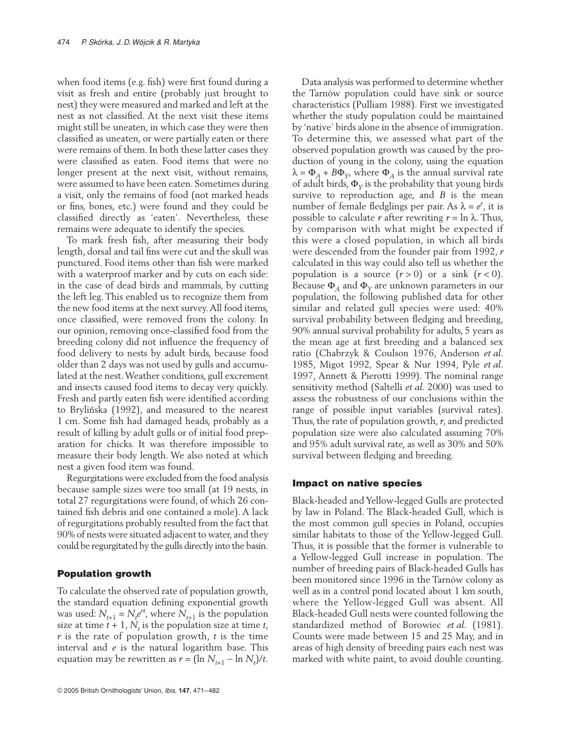when food items (e.g. fish) were first found during a visit as fresh and entire (probably just brought to nest) they were measured and marked and left at the nest as not classified. At the next visit these items might still be uneaten, in which case they were then classified as uneaten, or were partially eaten or there were remains of them. In both these latter cases they were classified as eaten. Food items that were no longer present at the next visit, without remains, were assumed to have been eaten. Sometimes during a visit, only the remains of food (not marked heads or fins, bones, etc.) were found and they could be classified directly as 'eaten'. Nevertheless, these remains were adequate to identify the species.

To mark fresh fish, after measuring their body length, dorsal and tail fins were cut and the skull was punctured. Food items other than fish were marked with a waterproof marker and by cuts on each side: in the case of dead birds and mammals, by cutting the left leg. This enabled us to recognize them from the new food items at the next survey. All food items, once classified, were removed from the colony. In our opinion, removing once-classified food from the breeding colony did not influence the frequency of food delivery to nests by adult birds, because food older than 2 days was not used by gulls and accumulated at the nest. Weather conditions, gull excrement and insects caused food items to decay very quickly. Fresh and partly eaten fish were identified according to Bryliñska (1992), and measured to the nearest 1 cm. Some fish had damaged heads, probably as a result of killing by adult gulls or of initial food preparation for chicks. It was therefore impossible to measure their body length. We also noted at which nest a given food item was found.

Regurgitations were excluded from the food analysis because sample sizes were too small (at 19 nests, in total 27 regurgitations were found, of which 26 contained fish debris and one contained a mole). A lack of regurgitations probably resulted from the fact that 90% of nests were situated adjacent to water, and they could be regurgitated by the gulls directly into the basin.

## Population growth

To calculate the observed rate of population growth, the standard equation defining exponential growth was used: $N_{t+1} = N_t e^{rt}$, where $N_{t+1}$ is the population size at time $t + 1$, $N_t$ is the population size at time $t$, $r$ is the rate of population growth, $t$ is the time interval and $e$ is the natural logarithm base. This equation may be rewritten as $r = (\ln N_{t+1} - \ln N_t)/t$.

Data analysis was performed to determine whether the Tarnów population could have sink or source characteristics (Pulliam 1988). First we investigated whether the study population could be maintained by 'native' birds alone in the absence of immigration. To determine this, we assessed what part of the observed population growth was caused by the production of young in the colony, using the equation $\lambda = \Phi_A + B\Phi_Y$, where $\Phi_A$ is the annual survival rate of adult birds, $\Phi_Y$ is the probability that young birds survive to reproduction age, and $B$ is the mean number of female fledglings per pair. As $\lambda = e^r$, it is possible to calculate $r$ after rewriting $r = \ln \lambda$. Thus, by comparison with what might be expected if this were a closed population, in which all birds were descended from the founder pair from 1992, $r$ calculated in this way could also tell us whether the population is a source ($r > 0$) or a sink ($r < 0$). Because $\Phi_A$ and $\Phi_Y$ are unknown parameters in our population, the following published data for other similar and related gull species were used: 40% survival probability between fledging and breeding, 90% annual survival probability for adults, 5 years as the mean age at first breeding and a balanced sex ratio (Chabrzyk & Coulson 1976, Anderson *et al.* 1985, Migot 1992, Spear & Nur 1994, Pyle *et al.* 1997, Annett & Pierotti 1999). The nominal range sensitivity method (Saltelli *et al.* 2000) was used to assess the robustness of our conclusions within the range of possible input variables (survival rates). Thus, the rate of population growth, $r$, and predicted population size were also calculated assuming 70% and 95% adult survival rate, as well as 30% and 50% survival between fledging and breeding.

## Impact on native species

Black-headed and Yellow-legged Gulls are protected by law in Poland. The Black-headed Gull, which is the most common gull species in Poland, occupies similar habitats to those of the Yellow-legged Gull. Thus, it is possible that the former is vulnerable to a Yellow-legged Gull increase in population. The number of breeding pairs of Black-headed Gulls has been monitored since 1996 in the Tarnów colony as well as in a control pond located about 1 km south, where the Yellow-legged Gull was absent. All Black-headed Gull nests were counted following the standardized method of Borowiec *et al.* (1981). Counts were made between 15 and 25 May, and in areas of high density of breeding pairs each nest was marked with white paint, to avoid double counting.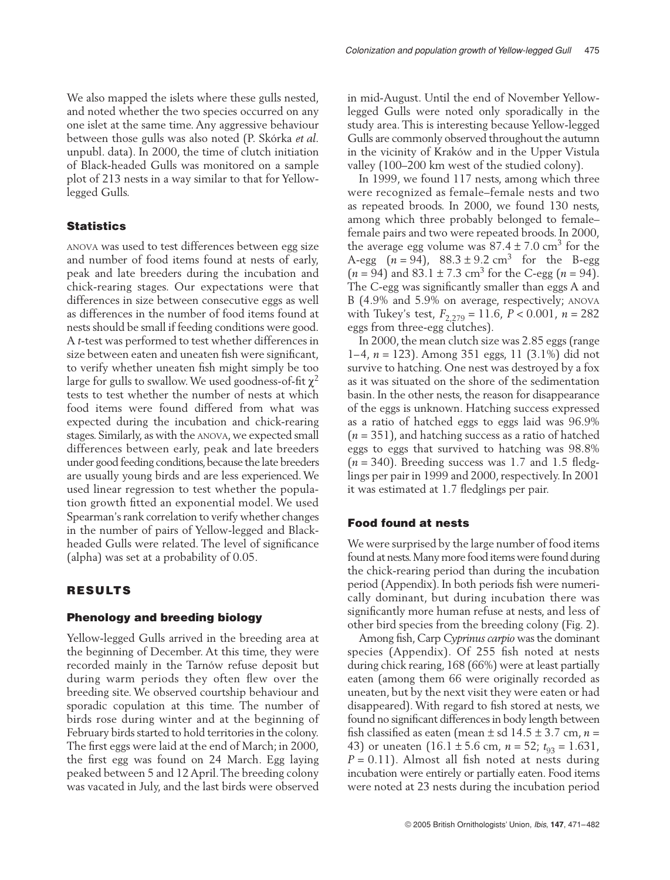We also mapped the islets where these gulls nested, and noted whether the two species occurred on any one islet at the same time. Any aggressive behaviour between those gulls was also noted (P. Skórka *et al.* unpubl. data). In 2000, the time of clutch initiation of Black-headed Gulls was monitored on a sample plot of 213 nests in a way similar to that for Yellow-legged Gulls.

### Statistics

ANOVA was used to test differences between egg size and number of food items found at nests of early, peak and late breeders during the incubation and chick-rearing stages. Our expectations were that differences in size between consecutive eggs as well as differences in the number of food items found at nests should be small if feeding conditions were good. A *t*-test was performed to test whether differences in size between eaten and uneaten fish were significant, to verify whether uneaten fish might simply be too large for gulls to swallow. We used goodness-of-fit $\chi^2$ tests to test whether the number of nests at which food items were found differed from what was expected during the incubation and chick-rearing stages. Similarly, as with the ANOVA, we expected small differences between early, peak and late breeders under good feeding conditions, because the late breeders are usually young birds and are less experienced. We used linear regression to test whether the population growth fitted an exponential model. We used Spearman's rank correlation to verify whether changes in the number of pairs of Yellow-legged and Black-headed Gulls were related. The level of significance (alpha) was set at a probability of 0.05.

## RESULTS

### Phenology and breeding biology

Yellow-legged Gulls arrived in the breeding area at the beginning of December. At this time, they were recorded mainly in the Tarnów refuse deposit but during warm periods they often flew over the breeding site. We observed courtship behaviour and sporadic copulation at this time. The number of birds rose during winter and at the beginning of February birds started to hold territories in the colony. The first eggs were laid at the end of March; in 2000, the first egg was found on 24 March. Egg laying peaked between 5 and 12 April. The breeding colony was vacated in July, and the last birds were observed in mid-August. Until the end of November Yellow-legged Gulls were noted only sporadically in the study area. This is interesting because Yellow-legged Gulls are commonly observed throughout the autumn in the vicinity of Kraków and in the Upper Vistula valley (100–200 km west of the studied colony).

In 1999, we found 117 nests, among which three were recognized as female–female nests and two as repeated broods. In 2000, we found 130 nests, among which three probably belonged to female–female pairs and two were repeated broods. In 2000, the average egg volume was $87.4 \pm 7.0$ cm$^3$ for the A-egg ($n = 94$), $88.3 \pm 9.2$ cm$^3$ for the B-egg ($n = 94$) and $83.1 \pm 7.3$ cm$^3$ for the C-egg ($n = 94$). The C-egg was significantly smaller than eggs A and B (4.9% and 5.9% on average, respectively; ANOVA with Tukey's test, $F_{2,279} = 11.6$, $P < 0.001$, $n = 282$ eggs from three-egg clutches).

In 2000, the mean clutch size was 2.85 eggs (range 1–4, $n = 123$). Among 351 eggs, 11 (3.1%) did not survive to hatching. One nest was destroyed by a fox as it was situated on the shore of the sedimentation basin. In the other nests, the reason for disappearance of the eggs is unknown. Hatching success expressed as a ratio of hatched eggs to eggs laid was 96.9% ($n = 351$), and hatching success as a ratio of hatched eggs to eggs that survived to hatching was 98.8% ($n = 340$). Breeding success was 1.7 and 1.5 fledglings per pair in 1999 and 2000, respectively. In 2001 it was estimated at 1.7 fledglings per pair.

### Food found at nests

We were surprised by the large number of food items found at nests. Many more food items were found during the chick-rearing period than during the incubation period (Appendix). In both periods fish were numerically dominant, but during incubation there was significantly more human refuse at nests, and less of other bird species from the breeding colony (Fig. 2).

Among fish, Carp *Cyprinus carpio* was the dominant species (Appendix). Of 255 fish noted at nests during chick rearing, 168 (66%) were at least partially eaten (among them 66 were originally recorded as uneaten, but by the next visit they were eaten or had disappeared). With regard to fish stored at nests, we found no significant differences in body length between fish classified as eaten (mean ± sd $14.5 \pm 3.7$ cm, $n = 43$) or uneaten ($16.1 \pm 5.6$ cm, $n = 52$; $t_{93} = 1.631$, $P = 0.11$). Almost all fish noted at nests during incubation were entirely or partially eaten. Food items were noted at 23 nests during the incubation period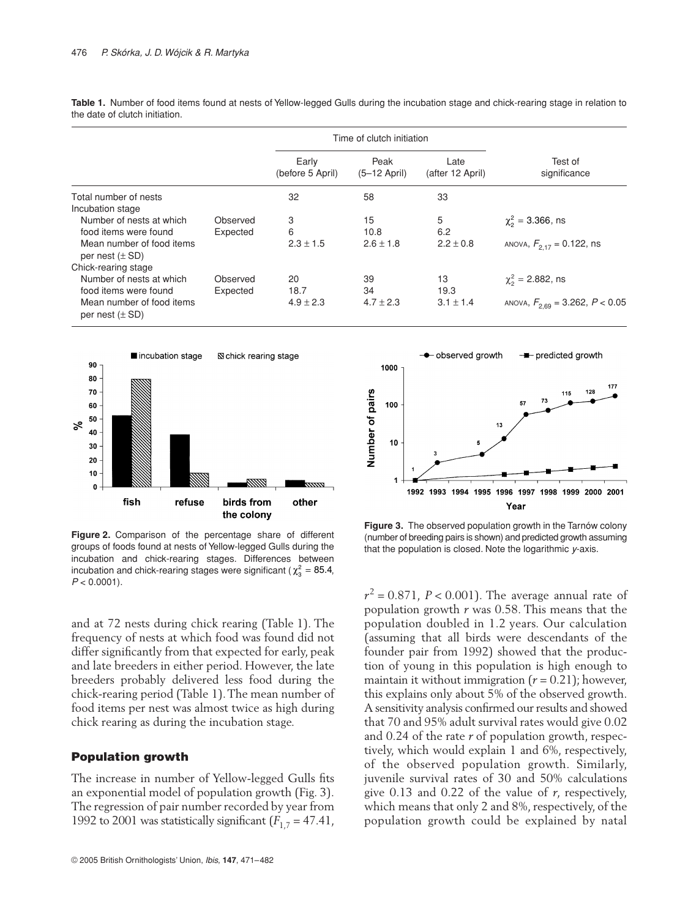**Table 1.** Number of food items found at nests of Yellow-legged Gulls during the incubation stage and chick-rearing stage in relation to the date of clutch initiation.

| | | Time of clutch initiation | | | |
|---|---|---|---|---|---|
| | | Early (before 5 April) | Peak (5–12 April) | Late (after 12 April) | Test of significance |
| Total number of nests | | 32 | 58 | 33 | |
| Incubation stage | | | | | |
| Number of nests at which food items were found | Observed | 3 | 15 | 5 | $\chi^2_2 = 3.366$, ns |
| | Expected | 6 | 10.8 | 6.2 | |
| Mean number of food items per nest (± SD) | | 2.3 ± 1.5 | 2.6 ± 1.8 | 2.2 ± 0.8 | ANOVA, $F_{2,17} = 0.122$, ns |
| Chick-rearing stage | | | | | |
| Number of nests at which food items were found | Observed | 20 | 39 | 13 | $\chi^2_2 = 2.882$, ns |
| | Expected | 18.7 | 34 | 19.3 | |
| Mean number of food items per nest (± SD) | | 4.9 ± 2.3 | 4.7 ± 2.3 | 3.1 ± 1.4 | ANOVA, $F_{2,69} = 3.262$, $P < 0.05$ |

**Figure 2.** Comparison of the percentage share of different groups of foods found at nests of Yellow-legged Gulls during the incubation and chick-rearing stages. Differences between incubation and chick-rearing stages were significant ($\chi^2_3 = 85.4$, $P < 0.0001$).

**Figure 3.** The observed population growth in the Tarnów colony (number of breeding pairs is shown) and predicted growth assuming that the population is closed. Note the logarithmic *y*-axis.

and at 72 nests during chick rearing (Table 1). The frequency of nests at which food was found did not differ significantly from that expected for early, peak and late breeders in either period. However, the late breeders probably delivered less food during the chick-rearing period (Table 1). The mean number of food items per nest was almost twice as high during chick rearing as during the incubation stage.

### Population growth

The increase in number of Yellow-legged Gulls fits an exponential model of population growth (Fig. 3). The regression of pair number recorded by year from 1992 to 2001 was statistically significant ($F_{1,7} = 47.41$, $r^2 = 0.871$, $P < 0.001$). The average annual rate of population growth $r$ was 0.58. This means that the population doubled in 1.2 years. Our calculation (assuming that all birds were descendants of the founder pair from 1992) showed that the production of young in this population is high enough to maintain it without immigration ($r = 0.21$); however, this explains only about 5% of the observed growth. A sensitivity analysis confirmed our results and showed that 70 and 95% adult survival rates would give 0.02 and 0.24 of the rate $r$ of population growth, respectively, which would explain 1 and 6%, respectively, of the observed population growth. Similarly, juvenile survival rates of 30 and 50% calculations give 0.13 and 0.22 of the value of $r$, respectively, which means that only 2 and 8%, respectively, of the population growth could be explained by natal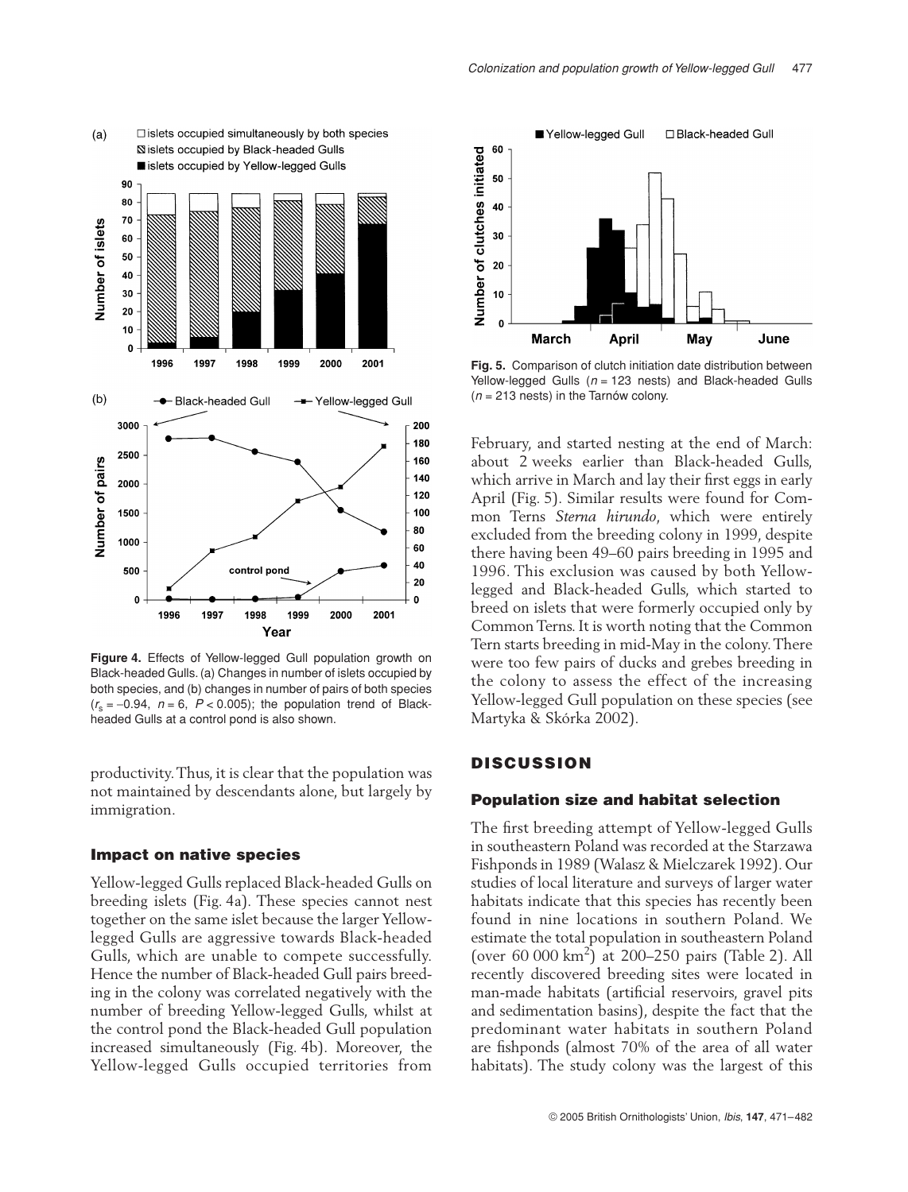Figure 4. Effects of Yellow-legged Gull population growth on Black-headed Gulls. (a) Changes in number of islets occupied by both species, and (b) changes in number of pairs of both species ($r_s = -0.94$, $n = 6$, $P < 0.005$); the population trend of Black-headed Gulls at a control pond is also shown.

Fig. 5. Comparison of clutch initiation date distribution between Yellow-legged Gulls ($n = 123$ nests) and Black-headed Gulls ($n = 213$ nests) in the Tarnów colony.

productivity. Thus, it is clear that the population was not maintained by descendants alone, but largely by immigration.

### Impact on native species

Yellow-legged Gulls replaced Black-headed Gulls on breeding islets (Fig. 4a). These species cannot nest together on the same islet because the larger Yellow-legged Gulls are aggressive towards Black-headed Gulls, which are unable to compete successfully. Hence the number of Black-headed Gull pairs breeding in the colony was correlated negatively with the number of breeding Yellow-legged Gulls, whilst at the control pond the Black-headed Gull population increased simultaneously (Fig. 4b). Moreover, the Yellow-legged Gulls occupied territories from February, and started nesting at the end of March: about 2 weeks earlier than Black-headed Gulls, which arrive in March and lay their first eggs in early April (Fig. 5). Similar results were found for Common Terns *Sterna hirundo*, which were entirely excluded from the breeding colony in 1999, despite there having been 49–60 pairs breeding in 1995 and 1996. This exclusion was caused by both Yellow-legged and Black-headed Gulls, which started to breed on islets that were formerly occupied only by Common Terns. It is worth noting that the Common Tern starts breeding in mid-May in the colony. There were too few pairs of ducks and grebes breeding in the colony to assess the effect of the increasing Yellow-legged Gull population on these species (see Martyka & Skórka 2002).

## DISCUSSION

### Population size and habitat selection

The first breeding attempt of Yellow-legged Gulls in southeastern Poland was recorded at the Starzawa Fishponds in 1989 (Walasz & Mielczarek 1992). Our studies of local literature and surveys of larger water habitats indicate that this species has recently been found in nine locations in southern Poland. We estimate the total population in southeastern Poland (over 60 000 km$^2$) at 200–250 pairs (Table 2). All recently discovered breeding sites were located in man-made habitats (artificial reservoirs, gravel pits and sedimentation basins), despite the fact that the predominant water habitats in southern Poland are fishponds (almost 70% of the area of all water habitats). The study colony was the largest of this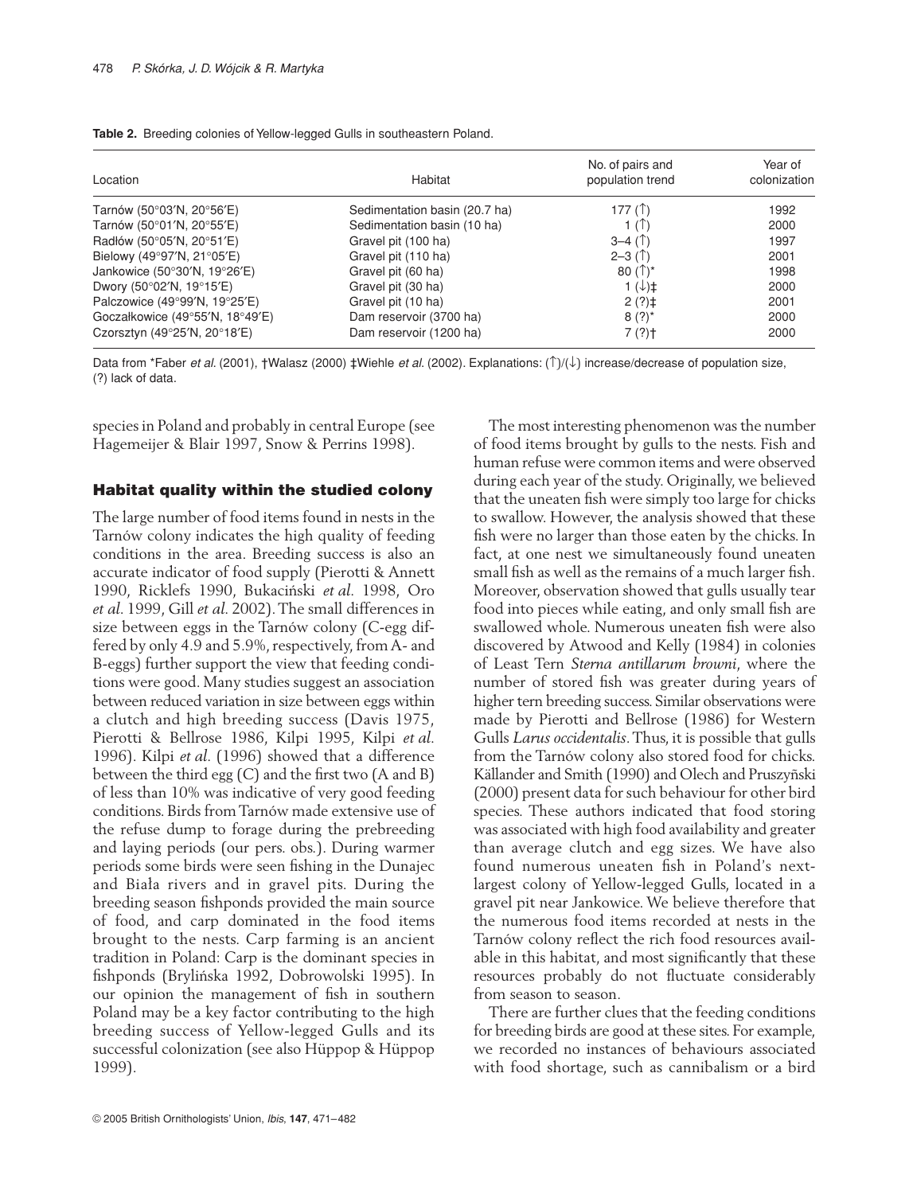**Table 2.** Breeding colonies of Yellow-legged Gulls in southeastern Poland.

| Location | Habitat | No. of pairs and population trend | Year of colonization |
|---|---|---|---|
| Tarnów (50°03′N, 20°56′E) | Sedimentation basin (20.7 ha) | 177 (↑) | 1992 |
| Tarnów (50°01′N, 20°55′E) | Sedimentation basin (10 ha) | 1 (↑) | 2000 |
| Radłów (50°05′N, 20°51′E) | Gravel pit (100 ha) | 3–4 (↑) | 1997 |
| Bielowy (49°97′N, 21°05′E) | Gravel pit (110 ha) | 2–3 (↑) | 2001 |
| Jankowice (50°30′N, 19°26′E) | Gravel pit (60 ha) | 80 (↑)* | 1998 |
| Dwory (50°02′N, 19°15′E) | Gravel pit (30 ha) | 1 (↓)‡ | 2000 |
| Palczowice (49°99′N, 19°25′E) | Gravel pit (10 ha) | 2 (?)‡ | 2001 |
| Goczałkowice (49°55′N, 18°49′E) | Dam reservoir (3700 ha) | 8 (?)* | 2000 |
| Czorsztyn (49°25′N, 20°18′E) | Dam reservoir (1200 ha) | 7 (?)† | 2000 |

Data from *Faber *et al.* (2001), †Walasz (2000) ‡Wiehle *et al.* (2002). Explanations: (↑)/(↓) increase/decrease of population size, (?) lack of data.

species in Poland and probably in central Europe (see Hagemeijer & Blair 1997, Snow & Perrins 1998).

## Habitat quality within the studied colony

The large number of food items found in nests in the Tarnów colony indicates the high quality of feeding conditions in the area. Breeding success is also an accurate indicator of food supply (Pierotti & Annett 1990, Ricklefs 1990, Bukaciński *et al.* 1998, Oro *et al.* 1999, Gill *et al.* 2002). The small differences in size between eggs in the Tarnów colony (C-egg differed by only 4.9 and 5.9%, respectively, from A- and B-eggs) further support the view that feeding conditions were good. Many studies suggest an association between reduced variation in size between eggs within a clutch and high breeding success (Davis 1975, Pierotti & Bellrose 1986, Kilpi 1995, Kilpi *et al.* 1996). Kilpi *et al.* (1996) showed that a difference between the third egg (C) and the first two (A and B) of less than 10% was indicative of very good feeding conditions. Birds from Tarnów made extensive use of the refuse dump to forage during the prebreeding and laying periods (our pers. obs.). During warmer periods some birds were seen fishing in the Dunajec and Biała rivers and in gravel pits. During the breeding season fishponds provided the main source of food, and carp dominated in the food items brought to the nests. Carp farming is an ancient tradition in Poland: Carp is the dominant species in fishponds (Brylińska 1992, Dobrowolski 1995). In our opinion the management of fish in southern Poland may be a key factor contributing to the high breeding success of Yellow-legged Gulls and its successful colonization (see also Hüppop & Hüppop 1999).

The most interesting phenomenon was the number of food items brought by gulls to the nests. Fish and human refuse were common items and were observed during each year of the study. Originally, we believed that the uneaten fish were simply too large for chicks to swallow. However, the analysis showed that these fish were no larger than those eaten by the chicks. In fact, at one nest we simultaneously found uneaten small fish as well as the remains of a much larger fish. Moreover, observation showed that gulls usually tear food into pieces while eating, and only small fish are swallowed whole. Numerous uneaten fish were also discovered by Atwood and Kelly (1984) in colonies of Least Tern *Sterna antillarum browni*, where the number of stored fish was greater during years of higher tern breeding success. Similar observations were made by Pierotti and Bellrose (1986) for Western Gulls *Larus occidentalis*. Thus, it is possible that gulls from the Tarnów colony also stored food for chicks. Källander and Smith (1990) and Olech and Pruszyñski (2000) present data for such behaviour for other bird species. These authors indicated that food storing was associated with high food availability and greater than average clutch and egg sizes. We have also found numerous uneaten fish in Poland's next-largest colony of Yellow-legged Gulls, located in a gravel pit near Jankowice. We believe therefore that the numerous food items recorded at nests in the Tarnów colony reflect the rich food resources available in this habitat, and most significantly that these resources probably do not fluctuate considerably from season to season.

There are further clues that the feeding conditions for breeding birds are good at these sites. For example, we recorded no instances of behaviours associated with food shortage, such as cannibalism or a bird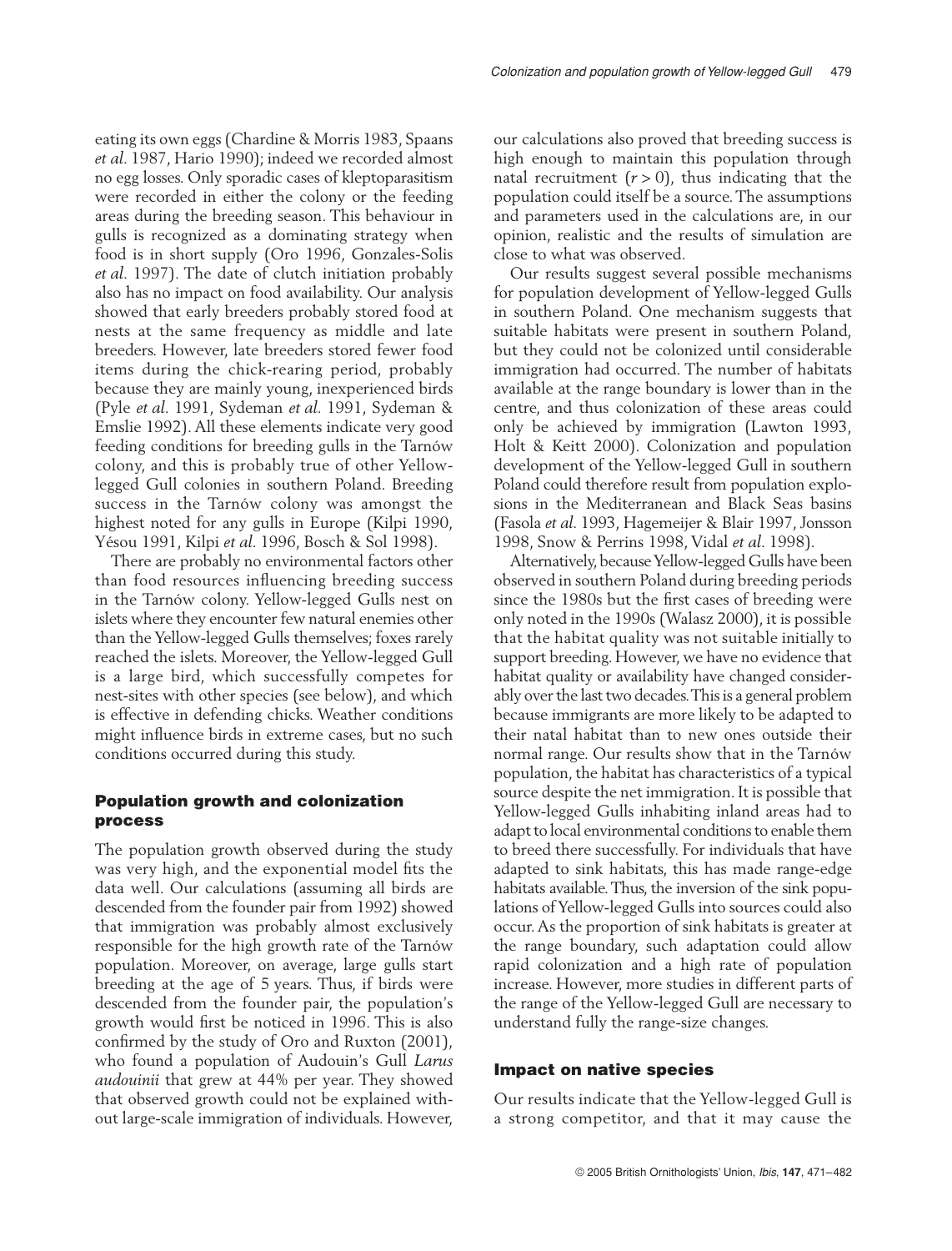eating its own eggs (Chardine & Morris 1983, Spaans *et al*. 1987, Hario 1990); indeed we recorded almost no egg losses. Only sporadic cases of kleptoparasitism were recorded in either the colony or the feeding areas during the breeding season. This behaviour in gulls is recognized as a dominating strategy when food is in short supply (Oro 1996, Gonzales-Solis *et al*. 1997). The date of clutch initiation probably also has no impact on food availability. Our analysis showed that early breeders probably stored food at nests at the same frequency as middle and late breeders. However, late breeders stored fewer food items during the chick-rearing period, probably because they are mainly young, inexperienced birds (Pyle *et al*. 1991, Sydeman *et al*. 1991, Sydeman & Emslie 1992). All these elements indicate very good feeding conditions for breeding gulls in the Tarnów colony, and this is probably true of other Yellow-legged Gull colonies in southern Poland. Breeding success in the Tarnów colony was amongst the highest noted for any gulls in Europe (Kilpi 1990, Yésou 1991, Kilpi *et al*. 1996, Bosch & Sol 1998).

There are probably no environmental factors other than food resources influencing breeding success in the Tarnów colony. Yellow-legged Gulls nest on islets where they encounter few natural enemies other than the Yellow-legged Gulls themselves; foxes rarely reached the islets. Moreover, the Yellow-legged Gull is a large bird, which successfully competes for nest-sites with other species (see below), and which is effective in defending chicks. Weather conditions might influence birds in extreme cases, but no such conditions occurred during this study.

## Population growth and colonization process

The population growth observed during the study was very high, and the exponential model fits the data well. Our calculations (assuming all birds are descended from the founder pair from 1992) showed that immigration was probably almost exclusively responsible for the high growth rate of the Tarnów population. Moreover, on average, large gulls start breeding at the age of 5 years. Thus, if birds were descended from the founder pair, the population's growth would first be noticed in 1996. This is also confirmed by the study of Oro and Ruxton (2001), who found a population of Audouin's Gull *Larus audouinii* that grew at 44% per year. They showed that observed growth could not be explained without large-scale immigration of individuals. However, our calculations also proved that breeding success is high enough to maintain this population through natal recruitment ($r > 0$), thus indicating that the population could itself be a source. The assumptions and parameters used in the calculations are, in our opinion, realistic and the results of simulation are close to what was observed.

Our results suggest several possible mechanisms for population development of Yellow-legged Gulls in southern Poland. One mechanism suggests that suitable habitats were present in southern Poland, but they could not be colonized until considerable immigration had occurred. The number of habitats available at the range boundary is lower than in the centre, and thus colonization of these areas could only be achieved by immigration (Lawton 1993, Holt & Keitt 2000). Colonization and population development of the Yellow-legged Gull in southern Poland could therefore result from population explosions in the Mediterranean and Black Seas basins (Fasola *et al*. 1993, Hagemeijer & Blair 1997, Jonsson 1998, Snow & Perrins 1998, Vidal *et al*. 1998).

Alternatively, because Yellow-legged Gulls have been observed in southern Poland during breeding periods since the 1980s but the first cases of breeding were only noted in the 1990s (Walasz 2000), it is possible that the habitat quality was not suitable initially to support breeding. However, we have no evidence that habitat quality or availability have changed considerably over the last two decades. This is a general problem because immigrants are more likely to be adapted to their natal habitat than to new ones outside their normal range. Our results show that in the Tarnów population, the habitat has characteristics of a typical source despite the net immigration. It is possible that Yellow-legged Gulls inhabiting inland areas had to adapt to local environmental conditions to enable them to breed there successfully. For individuals that have adapted to sink habitats, this has made range-edge habitats available. Thus, the inversion of the sink populations of Yellow-legged Gulls into sources could also occur. As the proportion of sink habitats is greater at the range boundary, such adaptation could allow rapid colonization and a high rate of population increase. However, more studies in different parts of the range of the Yellow-legged Gull are necessary to understand fully the range-size changes.

## Impact on native species

Our results indicate that the Yellow-legged Gull is a strong competitor, and that it may cause the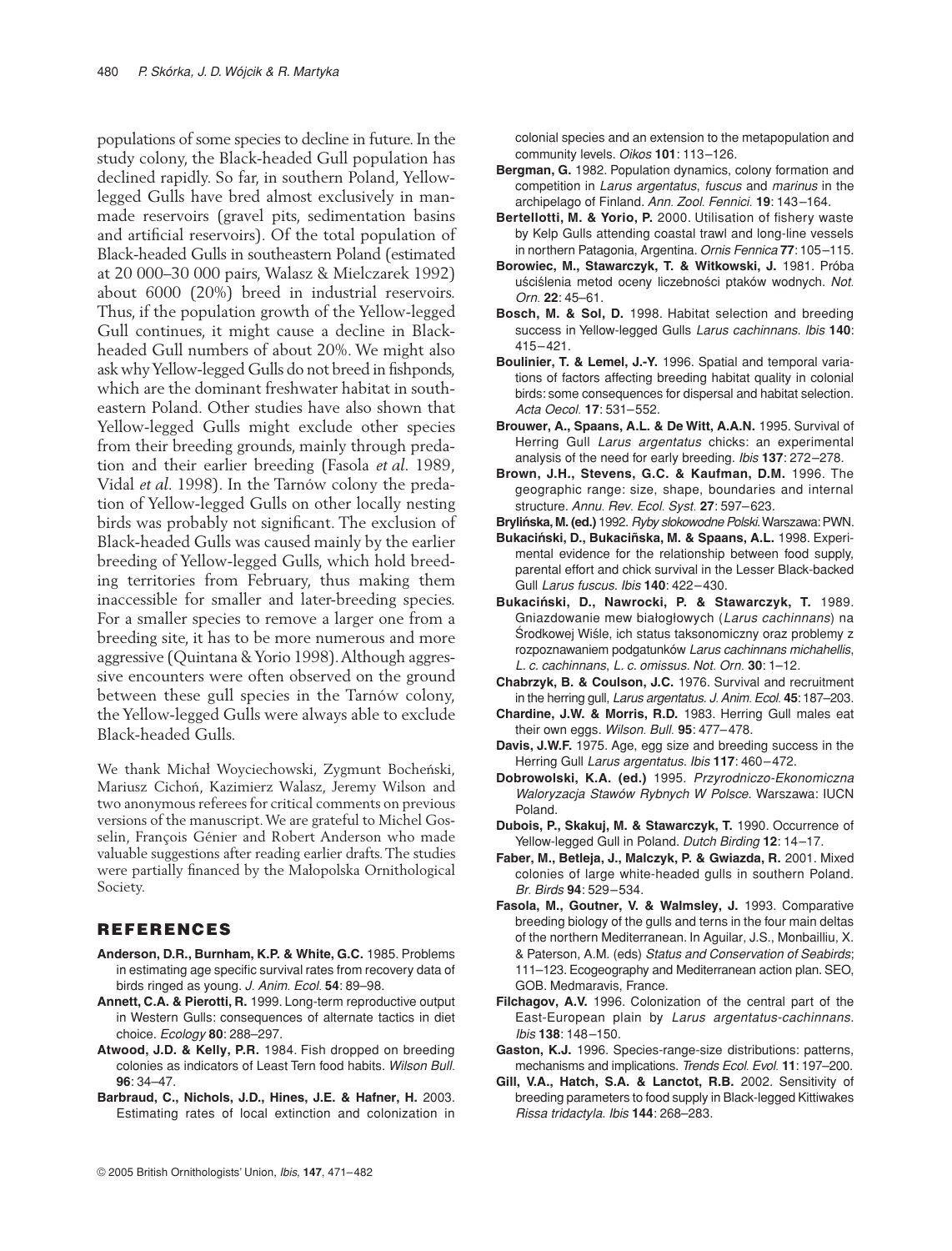populations of some species to decline in future. In the study colony, the Black-headed Gull population has declined rapidly. So far, in southern Poland, Yellow-legged Gulls have bred almost exclusively in man-made reservoirs (gravel pits, sedimentation basins and artificial reservoirs). Of the total population of Black-headed Gulls in southeastern Poland (estimated at 20 000–30 000 pairs, Walasz & Mielczarek 1992) about 6000 (20%) breed in industrial reservoirs. Thus, if the population growth of the Yellow-legged Gull continues, it might cause a decline in Black-headed Gull numbers of about 20%. We might also ask why Yellow-legged Gulls do not breed in fishponds, which are the dominant freshwater habitat in southeastern Poland. Other studies have also shown that Yellow-legged Gulls might exclude other species from their breeding grounds, mainly through predation and their earlier breeding (Fasola *et al.* 1989, Vidal *et al.* 1998). In the Tarnów colony the predation of Yellow-legged Gulls on other locally nesting birds was probably not significant. The exclusion of Black-headed Gulls was caused mainly by the earlier breeding of Yellow-legged Gulls, which hold breeding territories from February, thus making them inaccessible for smaller and later-breeding species. For a smaller species to remove a larger one from a breeding site, it has to be more numerous and more aggressive (Quintana & Yorio 1998). Although aggressive encounters were often observed on the ground between these gull species in the Tarnów colony, the Yellow-legged Gulls were always able to exclude Black-headed Gulls.

We thank Michał Woyciechowski, Zygmunt Bocheński, Mariusz Cichoń, Kazimierz Walasz, Jeremy Wilson and two anonymous referees for critical comments on previous versions of the manuscript. We are grateful to Michel Gosselin, François Génier and Robert Anderson who made valuable suggestions after reading earlier drafts. The studies were partially financed by the Małopolska Ornithological Society.

## REFERENCES

**Anderson, D.R., Burnham, K.P. & White, G.C.** 1985. Problems in estimating age specific survival rates from recovery data of birds ringed as young. *J. Anim. Ecol.* **54**: 89–98.

**Annett, C.A. & Pierotti, R.** 1999. Long-term reproductive output in Western Gulls: consequences of alternate tactics in diet choice. *Ecology* **80**: 288–297.

**Atwood, J.D. & Kelly, P.R.** 1984. Fish dropped on breeding colonies as indicators of Least Tern food habits. *Wilson Bull.* **96**: 34–47.

**Barbraud, C., Nichols, J.D., Hines, J.E. & Hafner, H.** 2003. Estimating rates of local extinction and colonization in colonial species and an extension to the metapopulation and community levels. *Oikos* **101**: 113–126.

**Bergman, G.** 1982. Population dynamics, colony formation and competition in *Larus argentatus*, *fuscus* and *marinus* in the archipelago of Finland. *Ann. Zool. Fennici.* **19**: 143–164.

**Bertellotti, M. & Yorio, P.** 2000. Utilisation of fishery waste by Kelp Gulls attending coastal trawl and long-line vessels in northern Patagonia, Argentina. *Ornis Fennica* **77**: 105–115.

**Borowiec, M., Stawarczyk, T. & Witkowski, J.** 1981. Próba uściślenia metod oceny liczebności ptaków wodnych. *Not. Orn.* **22**: 45–61.

**Bosch, M. & Sol, D.** 1998. Habitat selection and breeding success in Yellow-legged Gulls *Larus cachinnans*. *Ibis* **140**: 415–421.

**Boulinier, T. & Lemel, J.-Y.** 1996. Spatial and temporal variations of factors affecting breeding habitat quality in colonial birds: some consequences for dispersal and habitat selection. *Acta Oecol.* **17**: 531–552.

**Brouwer, A., Spaans, A.L. & De Witt, A.A.N.** 1995. Survival of Herring Gull *Larus argentatus* chicks: an experimental analysis of the need for early breeding. *Ibis* **137**: 272–278.

**Brown, J.H., Stevens, G.C. & Kaufman, D.M.** 1996. The geographic range: size, shape, boundaries and internal structure. *Annu. Rev. Ecol. Syst.* **27**: 597–623.

**Brylińska, M. (ed.)** 1992. *Ryby słodkowodne Polski.* Warszawa: PWN.

**Bukaciński, D., Bukacińska, M. & Spaans, A.L.** 1998. Experimental evidence for the relationship between food supply, parental effort and chick survival in the Lesser Black-backed Gull *Larus fuscus*. *Ibis* **140**: 422–430.

**Bukaciński, D., Nawrocki, P. & Stawarczyk, T.** 1989. Gniazdowanie mew białogłowych (*Larus cachinnans*) na Środkowej Wiśle, ich status taksonomiczny oraz problemy z rozpoznawaniem podgatunków *Larus cachinnans michahellis*, *L. c. cachinnans*, *L. c. omissus*. *Not. Orn.* **30**: 1–12.

**Chabrzyk, B. & Coulson, J.C.** 1976. Survival and recruitment in the herring gull, *Larus argentatus*. *J. Anim. Ecol.* **45**: 187–203.

**Chardine, J.W. & Morris, R.D.** 1983. Herring Gull males eat their own eggs. *Wilson Bull.* **95**: 477–478.

**Davis, J.W.F.** 1975. Age, egg size and breeding success in the Herring Gull *Larus argentatus*. *Ibis* **117**: 460–472.

**Dobrowolski, K.A. (ed.)** 1995. *Przyrodniczo-Ekonomiczna Waloryzacja Stawów Rybnych W Polsce*. Warszawa: IUCN Poland.

**Dubois, P., Skakuj, M. & Stawarczyk, T.** 1990. Occurrence of Yellow-legged Gull in Poland. *Dutch Birding* **12**: 14–17.

**Faber, M., Betleja, J., Malczyk, P. & Gwiazda, R.** 2001. Mixed colonies of large white-headed gulls in southern Poland. *Br. Birds* **94**: 529–534.

**Fasola, M., Goutner, V. & Walmsley, J.** 1993. Comparative breeding biology of the gulls and terns in the four main deltas of the northern Mediterranean. In Aguilar, J.S., Monbailliu, X. & Paterson, A.M. (eds) *Status and Conservation of Seabirds*; 111–123. Ecogeography and Mediterranean action plan. SEO, GOB. Medmaravis, France.

**Filchagov, A.V.** 1996. Colonization of the central part of the East-European plain by *Larus argentatus-cachinnans*. *Ibis* **138**: 148–150.

**Gaston, K.J.** 1996. Species-range-size distributions: patterns, mechanisms and implications. *Trends Ecol. Evol.* **11**: 197–200.

**Gill, V.A., Hatch, S.A. & Lanctot, R.B.** 2002. Sensitivity of breeding parameters to food supply in Black-legged Kittiwakes *Rissa tridactyla*. *Ibis* **144**: 268–283.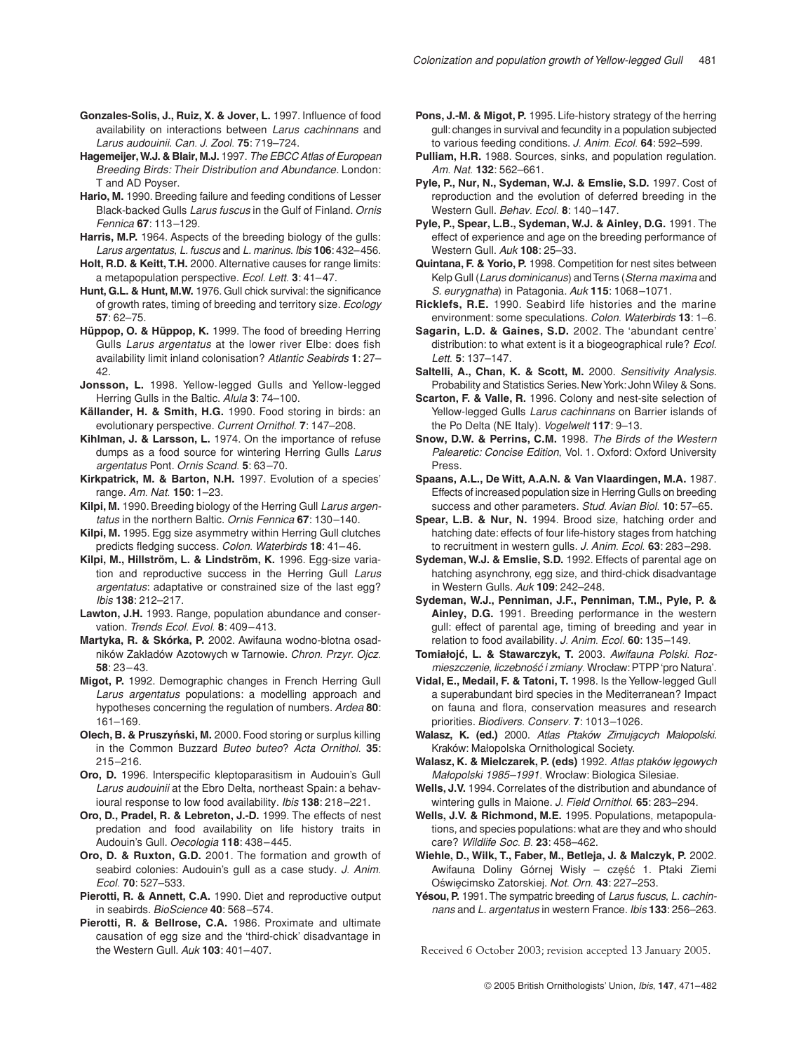**Gonzales-Solis, J., Ruiz, X. & Jover, L.** 1997. Influence of food availability on interactions between *Larus cachinnans* and *Larus audouinii*. *Can. J. Zool.* **75**: 719–724.

**Hagemeijer, W.J. & Blair, M.J.** 1997. *The EBCC Atlas of European Breeding Birds: Their Distribution and Abundance*. London: T and AD Poyser.

**Hario, M.** 1990. Breeding failure and feeding conditions of Lesser Black-backed Gulls *Larus fuscus* in the Gulf of Finland. *Ornis Fennica* **67**: 113–129.

**Harris, M.P.** 1964. Aspects of the breeding biology of the gulls: *Larus argentatus*, *L. fuscus* and *L. marinus*. *Ibis* **106**: 432–456.

**Holt, R.D. & Keitt, T.H.** 2000. Alternative causes for range limits: a metapopulation perspective. *Ecol. Lett.* **3**: 41–47.

**Hunt, G.L. & Hunt, M.W.** 1976. Gull chick survival: the significance of growth rates, timing of breeding and territory size. *Ecology* **57**: 62–75.

**Hüppop, O. & Hüppop, K.** 1999. The food of breeding Herring Gulls *Larus argentatus* at the lower river Elbe: does fish availability limit inland colonisation? *Atlantic Seabirds* **1**: 27–42.

**Jonsson, L.** 1998. Yellow-legged Gulls and Yellow-legged Herring Gulls in the Baltic. *Alula* **3**: 74–100.

**Källander, H. & Smith, H.G.** 1990. Food storing in birds: an evolutionary perspective. *Current Ornithol.* **7**: 147–208.

**Kihlman, J. & Larsson, L.** 1974. On the importance of refuse dumps as a food source for wintering Herring Gulls *Larus argentatus* Pont. *Ornis Scand.* **5**: 63–70.

**Kirkpatrick, M. & Barton, N.H.** 1997. Evolution of a species' range. *Am. Nat.* **150**: 1–23.

**Kilpi, M.** 1990. Breeding biology of the Herring Gull *Larus argentatus* in the northern Baltic. *Ornis Fennica* **67**: 130–140.

**Kilpi, M.** 1995. Egg size asymmetry within Herring Gull clutches predicts fledging success. *Colon. Waterbirds* **18**: 41–46.

**Kilpi, M., Hillström, L. & Lindström, K.** 1996. Egg-size variation and reproductive success in the Herring Gull *Larus argentatus*: adaptative or constrained size of the last egg? *Ibis* **138**: 212–217.

**Lawton, J.H.** 1993. Range, population abundance and conservation. *Trends Ecol. Evol.* **8**: 409–413.

**Martyka, R. & Skórka, P.** 2002. Awifauna wodno-błotna osadników Zakładów Azotowych w Tarnowie. *Chron. Przyr. Ojcz.* **58**: 23–43.

**Migot, P.** 1992. Demographic changes in French Herring Gull *Larus argentatus* populations: a modelling approach and hypotheses concerning the regulation of numbers. *Ardea* **80**: 161–169.

**Olech, B. & Pruszyński, M.** 2000. Food storing or surplus killing in the Common Buzzard *Buteo buteo*? *Acta Ornithol.* **35**: 215–216.

**Oro, D.** 1996. Interspecific kleptoparasitism in Audouin's Gull *Larus audouinii* at the Ebro Delta, northeast Spain: a behavioural response to low food availability. *Ibis* **138**: 218–221.

**Oro, D., Pradel, R. & Lebreton, J.-D.** 1999. The effects of nest predation and food availability on life history traits in Audouin's Gull. *Oecologia* **118**: 438–445.

**Oro, D. & Ruxton, G.D.** 2001. The formation and growth of seabird colonies: Audouin's gull as a case study. *J. Anim. Ecol.* **70**: 527–533.

**Pierotti, R. & Annett, C.A.** 1990. Diet and reproductive output in seabirds. *BioScience* **40**: 568–574.

**Pierotti, R. & Bellrose, C.A.** 1986. Proximate and ultimate causation of egg size and the 'third-chick' disadvantage in the Western Gull. *Auk* **103**: 401–407.

**Pons, J.-M. & Migot, P.** 1995. Life-history strategy of the herring gull: changes in survival and fecundity in a population subjected to various feeding conditions. *J. Anim. Ecol.* **64**: 592–599.

**Pulliam, H.R.** 1988. Sources, sinks, and population regulation. *Am. Nat.* **132**: 562–661.

**Pyle, P., Nur, N., Sydeman, W.J. & Emslie, S.D.** 1997. Cost of reproduction and the evolution of deferred breeding in the Western Gull. *Behav. Ecol.* **8**: 140–147.

**Pyle, P., Spear, L.B., Sydeman, W.J. & Ainley, D.G.** 1991. The effect of experience and age on the breeding performance of Western Gull. *Auk* **108**: 25–33.

**Quintana, F. & Yorio, P.** 1998. Competition for nest sites between Kelp Gull (*Larus dominicanus*) and Terns (*Sterna maxima* and *S. eurygnatha*) in Patagonia. *Auk* **115**: 1068–1071.

**Ricklefs, R.E.** 1990. Seabird life histories and the marine environment: some speculations. *Colon. Waterbirds* **13**: 1–6.

**Sagarin, L.D. & Gaines, S.D.** 2002. The 'abundant centre' distribution: to what extent is it a biogeographical rule? *Ecol. Lett.* **5**: 137–147.

**Saltelli, A., Chan, K. & Scott, M.** 2000. *Sensitivity Analysis*. Probability and Statistics Series. New York: John Wiley & Sons.

**Scarton, F. & Valle, R.** 1996. Colony and nest-site selection of Yellow-legged Gulls *Larus cachinnans* on Barrier islands of the Po Delta (NE Italy). *Vogelwelt* **117**: 9–13.

**Snow, D.W. & Perrins, C.M.** 1998. *The Birds of the Western Palearctic: Concise Edition*, Vol. 1. Oxford: Oxford University Press.

**Spaans, A.L., De Witt, A.A.N. & Van Vlaardingen, M.A.** 1987. Effects of increased population size in Herring Gulls on breeding success and other parameters. *Stud. Avian Biol.* **10**: 57–65.

**Spear, L.B. & Nur, N.** 1994. Brood size, hatching order and hatching date: effects of four life-history stages from hatching to recruitment in western gulls. *J. Anim. Ecol.* **63**: 283–298.

**Sydeman, W.J. & Emslie, S.D.** 1992. Effects of parental age on hatching asynchrony, egg size, and third-chick disadvantage in Western Gulls. *Auk* **109**: 242–248.

**Sydeman, W.J., Penniman, J.F., Penniman, T.M., Pyle, P. & Ainley, D.G.** 1991. Breeding performance in the western gull: effect of parental age, timing of breeding and year in relation to food availability. *J. Anim. Ecol.* **60**: 135–149.

**Tomiałojć, L. & Stawarczyk, T.** 2003. *Awifauna Polski. Rozmieszczenie, liczebność i zmiany.* Wrocław: PTPP 'pro Natura'.

**Vidal, E., Medail, F. & Tatoni, T.** 1998. Is the Yellow-legged Gull a superabundant bird species in the Mediterranean? Impact on fauna and flora, conservation measures and research priorities. *Biodivers. Conserv.* **7**: 1013–1026.

**Walasz, K. (ed.)** 2000. *Atlas Ptaków Zimujących Małopolski.* Kraków: Małopolska Ornithological Society.

**Walasz, K. & Mielczarek, P. (eds)** 1992. *Atlas ptaków lęgowych Małopolski 1985–1991.* Wrocław: Biologica Silesiae.

**Wells, J.V.** 1994. Correlates of the distribution and abundance of wintering gulls in Maione. *J. Field Ornithol.* **65**: 283–294.

**Wells, J.V. & Richmond, M.E.** 1995. Populations, metapopulations, and species populations: what are they and who should care? *Wildlife Soc. B.* **23**: 458–462.

**Wiehle, D., Wilk, T., Faber, M., Betleja, J. & Malczyk, P.** 2002. Awifauna Doliny Górnej Wisły – część 1. Ptaki Ziemi Oświęcimsko Zatorskiej. *Not. Orn.* **43**: 227–253.

**Yésou, P.** 1991. The sympatric breeding of *Larus fuscus*, *L. cachinnans* and *L. argentatus* in western France. *Ibis* **133**: 256–263.

Received 6 October 2003; revision accepted 13 January 2005.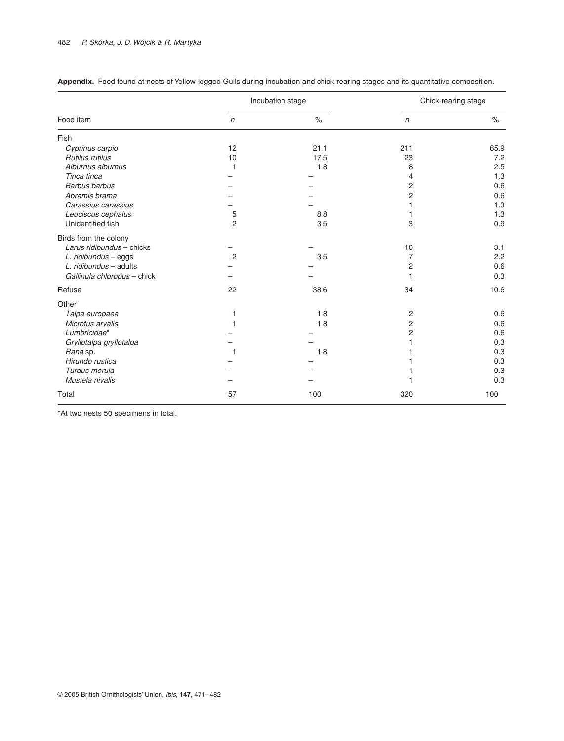**Appendix.** Food found at nests of Yellow-legged Gulls during incubation and chick-rearing stages and its quantitative composition.

| Food item | Incubation stage | | Chick-rearing stage | |
|---|---|---|---|---|
| | *n* | % | *n* | % |
| Fish | | | | |
| *Cyprinus carpio* | 12 | 21.1 | 211 | 65.9 |
| *Rutilus rutilus* | 10 | 17.5 | 23 | 7.2 |
| *Alburnus alburnus* | 1 | 1.8 | 8 | 2.5 |
| *Tinca tinca* | – | – | 4 | 1.3 |
| *Barbus barbus* | – | – | 2 | 0.6 |
| *Abramis brama* | – | – | 2 | 0.6 |
| *Carassius carassius* | – | – | 1 | 1.3 |
| *Leuciscus cephalus* | 5 | 8.8 | 1 | 1.3 |
| Unidentified fish | 2 | 3.5 | 3 | 0.9 |
| Birds from the colony | | | | |
| *Larus ridibundus* – chicks | – | – | 10 | 3.1 |
| *L. ridibundus* – eggs | 2 | 3.5 | 7 | 2.2 |
| *L. ridibundus* – adults | – | – | 2 | 0.6 |
| *Gallinula chloropus* – chick | – | – | 1 | 0.3 |
| Refuse | 22 | 38.6 | 34 | 10.6 |
| Other | | | | |
| *Talpa europaea* | 1 | 1.8 | 2 | 0.6 |
| *Microtus arvalis* | 1 | 1.8 | 2 | 0.6 |
| *Lumbricidae** | – | – | 2 | 0.6 |
| *Gryllotalpa gryllotalpa* | – | – | 1 | 0.3 |
| *Rana* sp. | 1 | 1.8 | 1 | 0.3 |
| *Hirundo rustica* | – | – | 1 | 0.3 |
| *Turdus merula* | – | – | 1 | 0.3 |
| *Mustela nivalis* | – | – | 1 | 0.3 |
| Total | 57 | 100 | 320 | 100 |

*At two nests 50 specimens in total.